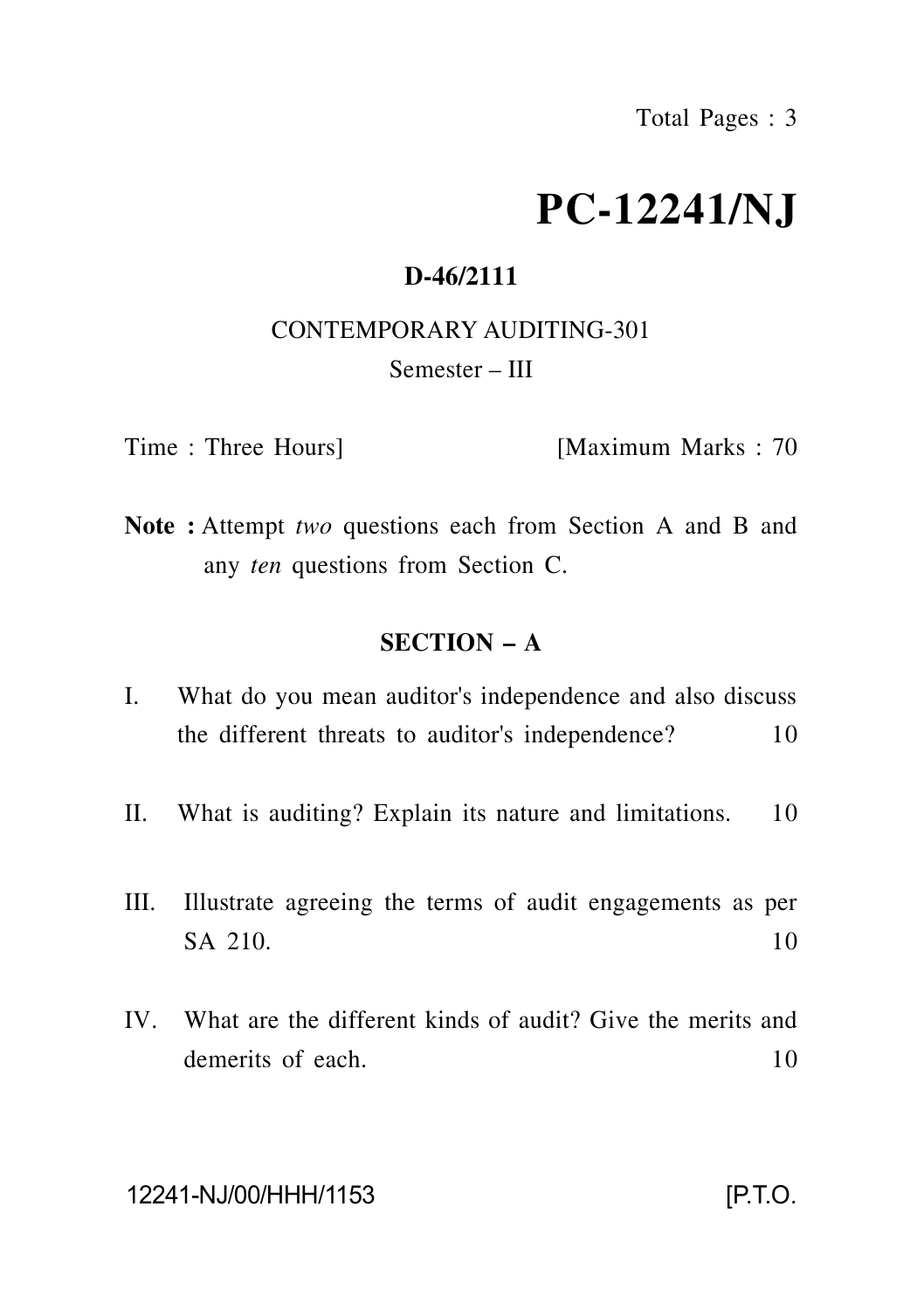# PC-12241/NJ

**D-46/2111**

CONTEMPORARY AUDITING-301

Semester – III

Time : Three Hours] [Maximum Marks : 70

**Note :** Attempt *two* questions each from Section A and B and any *ten* questions from Section C.

## SECTION – A

I. What do you mean auditor's independence and also discuss the different threats to auditor's independence? 10

II. What is auditing? Explain its nature and limitations. 10

III. Illustrate agreeing the terms of audit engagements as per SA 210. 10

IV. What are the different kinds of audit? Give the merits and demerits of each. 10

12241-NJ/00/HHH/1153 [P.T.O.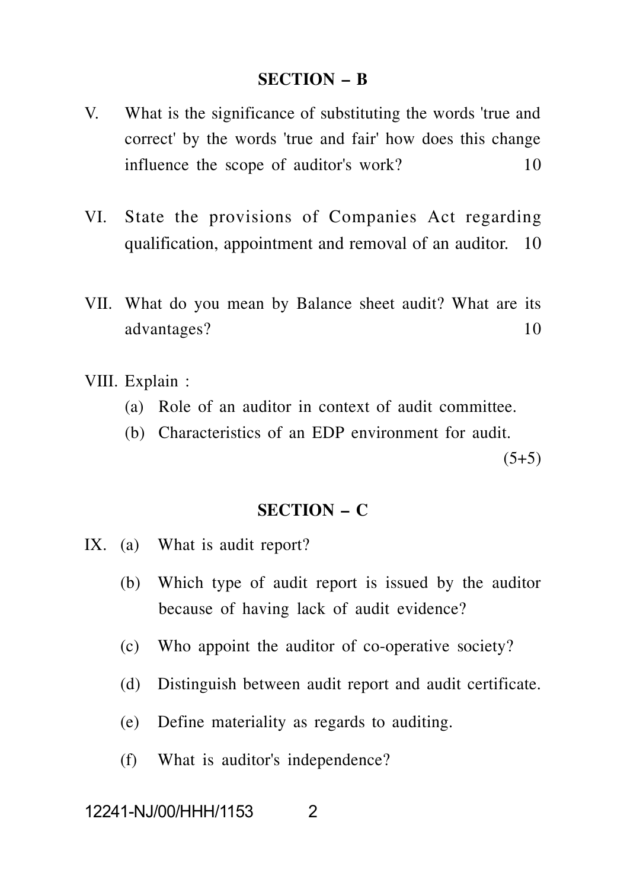## SECTION – B

V. What is the significance of substituting the words 'true and correct' by the words 'true and fair' how does this change influence the scope of auditor's work? 10

VI. State the provisions of Companies Act regarding qualification, appointment and removal of an auditor. 10

VII. What do you mean by Balance sheet audit? What are its advantages? 10

VIII. Explain :

(a) Role of an auditor in context of audit committee.

(b) Characteristics of an EDP environment for audit.

(5+5)

## SECTION – C

IX. (a) What is audit report?

(b) Which type of audit report is issued by the auditor because of having lack of audit evidence?

(c) Who appoint the auditor of co-operative society?

(d) Distinguish between audit report and audit certificate.

(e) Define materiality as regards to auditing.

(f) What is auditor's independence?

12241-NJ/00/HHH/1153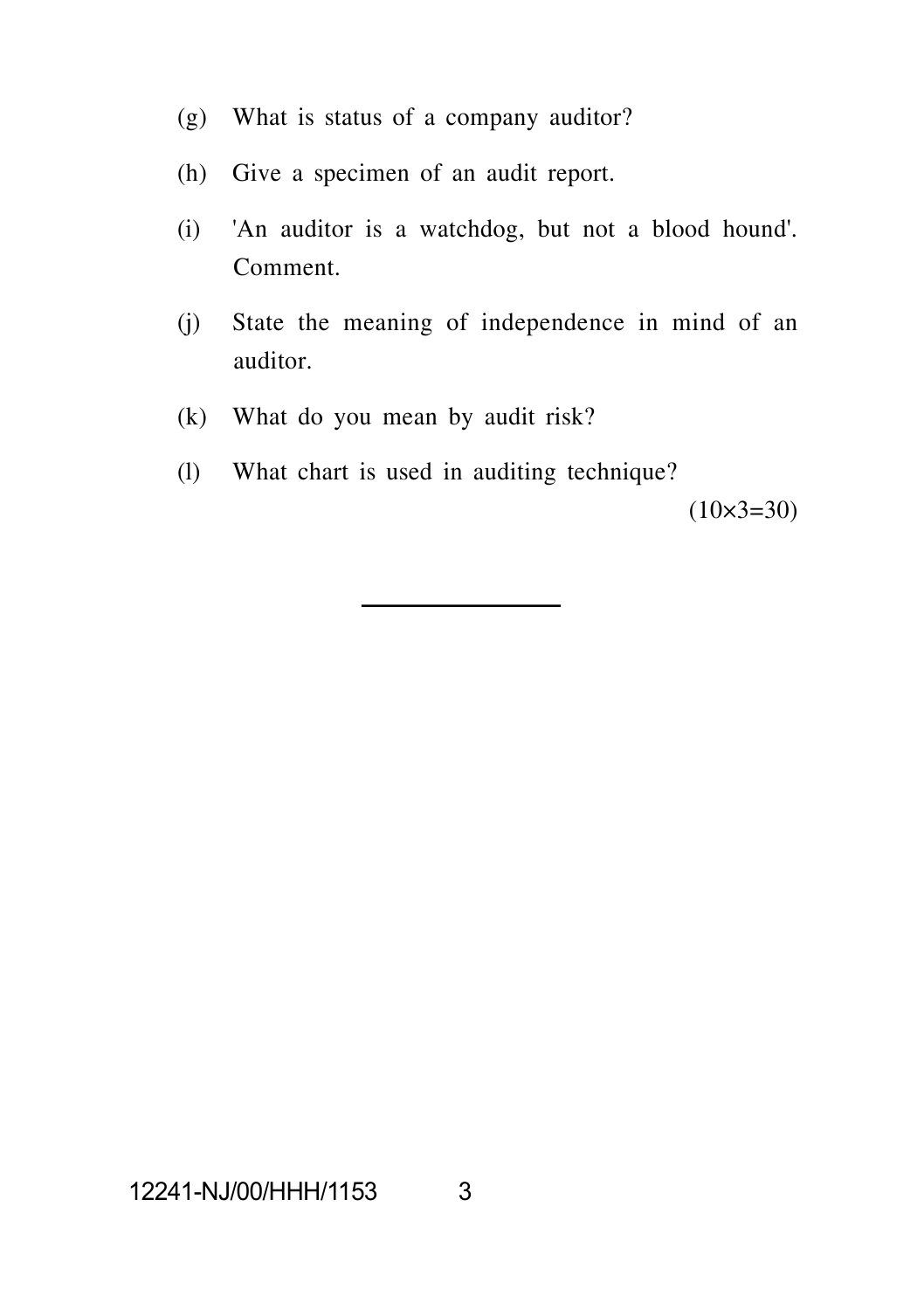(g) What is status of a company auditor?

(h) Give a specimen of an audit report.

(i) 'An auditor is a watchdog, but not a blood hound'. Comment.

(j) State the meaning of independence in mind of an auditor.

(k) What do you mean by audit risk?

(l) What chart is used in auditing technique?

(10×3=30)

12241-NJ/00/HHH/1153